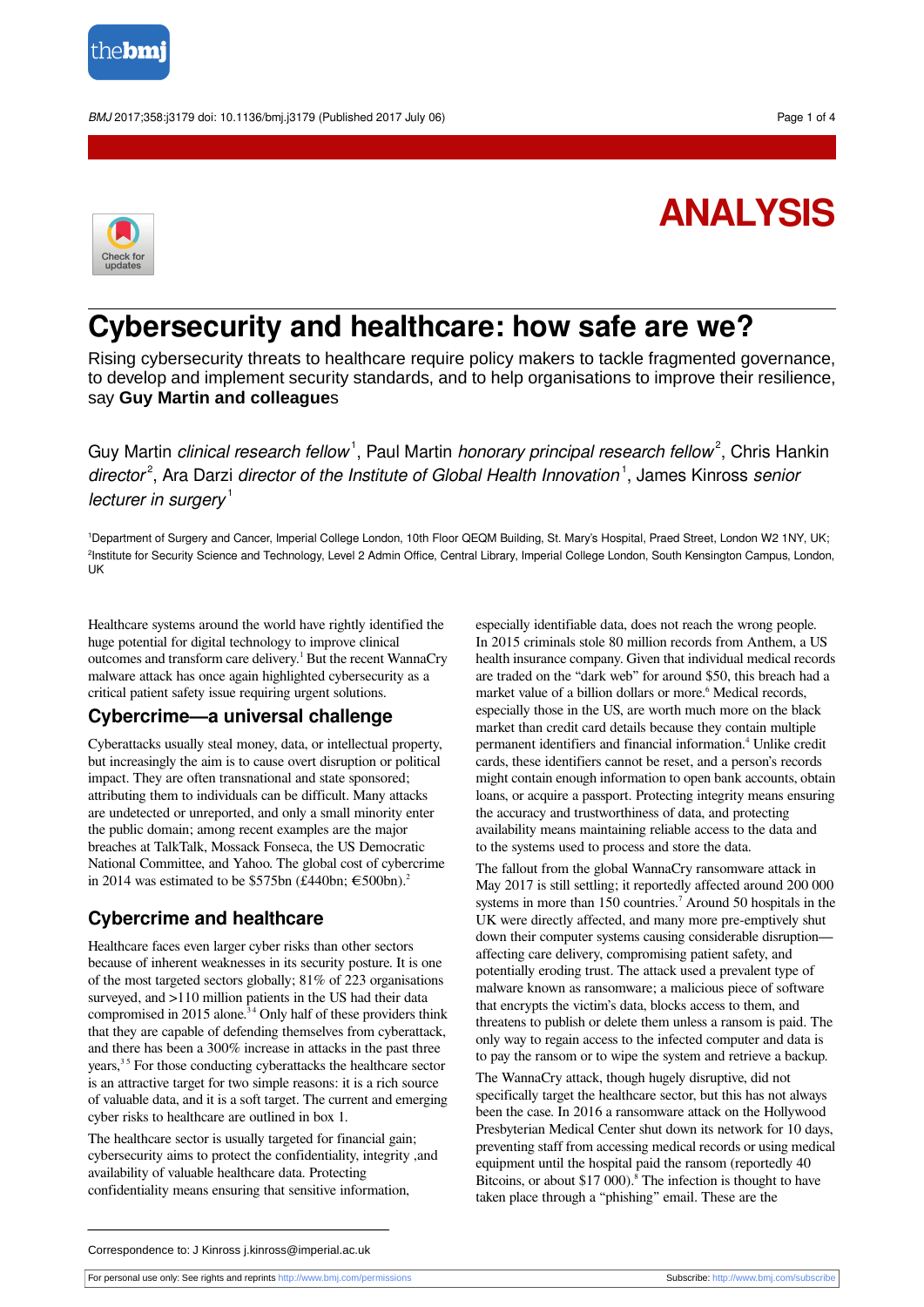ANALYSIS

# Cybersecurity and healthcare: how safe are we?

Rising cybersecurity threats to healthcare require policy makers to tackle fragmented governance, to develop and implement security standards, and to help organisations to improve their resilience, say **Guy Martin and colleagues**

Guy Martin *clinical research fellow*[1], Paul Martin *honorary principal research fellow*[2], Chris Hankin *director*[2], Ara Darzi *director of the Institute of Global Health Innovation*[1], James Kinross *senior lecturer in surgery*[1]

[1]Department of Surgery and Cancer, Imperial College London, 10th Floor QEQM Building, St. Mary's Hospital, Praed Street, London W2 1NY, UK; [2]Institute for Security Science and Technology, Level 2 Admin Office, Central Library, Imperial College London, South Kensington Campus, London, UK

Healthcare systems around the world have rightly identified the huge potential for digital technology to improve clinical outcomes and transform care delivery.[1] But the recent WannaCry malware attack has once again highlighted cybersecurity as a critical patient safety issue requiring urgent solutions.

## Cybercrime—a universal challenge

Cyberattacks usually steal money, data, or intellectual property, but increasingly the aim is to cause overt disruption or political impact. They are often transnational and state sponsored; attributing them to individuals can be difficult. Many attacks are undetected or unreported, and only a small minority enter the public domain; among recent examples are the major breaches at TalkTalk, Mossack Fonseca, the US Democratic National Committee, and Yahoo. The global cost of cybercrime in 2014 was estimated to be $575bn (£440bn; €500bn).[2]

## Cybercrime and healthcare

Healthcare faces even larger cyber risks than other sectors because of inherent weaknesses in its security posture. It is one of the most targeted sectors globally; 81% of 223 organisations surveyed, and >110 million patients in the US had their data compromised in 2015 alone.[3,4] Only half of these providers think that they are capable of defending themselves from cyberattack, and there has been a 300% increase in attacks in the past three years.[3,5] For those conducting cyberattacks the healthcare sector is an attractive target for two simple reasons: it is a rich source of valuable data, and it is a soft target. The current and emerging cyber risks to healthcare are outlined in box 1.

The healthcare sector is usually targeted for financial gain; cybersecurity aims to protect the confidentiality, integrity ,and availability of valuable healthcare data. Protecting confidentiality means ensuring that sensitive information, especially identifiable data, does not reach the wrong people. In 2015 criminals stole 80 million records from Anthem, a US health insurance company. Given that individual medical records are traded on the "dark web" for around $50, this breach had a market value of a billion dollars or more.[6] Medical records, especially those in the US, are worth much more on the black market than credit card details because they contain multiple permanent identifiers and financial information.[4] Unlike credit cards, these identifiers cannot be reset, and a person's records might contain enough information to open bank accounts, obtain loans, or acquire a passport. Protecting integrity means ensuring the accuracy and trustworthiness of data, and protecting availability means maintaining reliable access to the data and to the systems used to process and store the data.

The fallout from the global WannaCry ransomware attack in May 2017 is still settling; it reportedly affected around 200 000 systems in more than 150 countries.[7] Around 50 hospitals in the UK were directly affected, and many more pre-emptively shut down their computer systems causing considerable disruption—affecting care delivery, compromising patient safety, and potentially eroding trust. The attack used a prevalent type of malware known as ransomware; a malicious piece of software that encrypts the victim's data, blocks access to them, and threatens to publish or delete them unless a ransom is paid. The only way to regain access to the infected computer and data is to pay the ransom or to wipe the system and retrieve a backup.

The WannaCry attack, though hugely disruptive, did not specifically target the healthcare sector, but this has not always been the case. In 2016 a ransomware attack on the Hollywood Presbyterian Medical Center shut down its network for 10 days, preventing staff from accessing medical records or using medical equipment until the hospital paid the ransom (reportedly 40 Bitcoins, or about $17 000).[8] The infection is thought to have taken place through a "phishing" email. These are the

Correspondence to: J Kinross j.kinross@imperial.ac.uk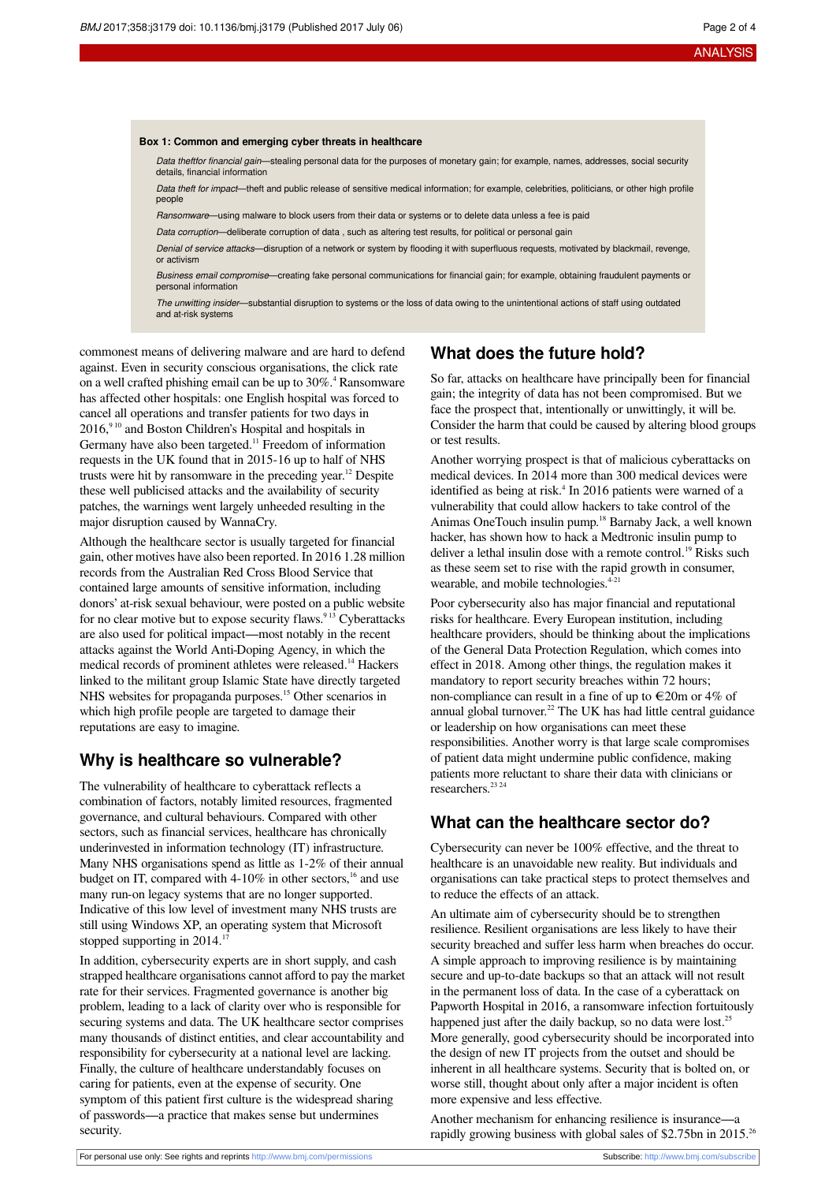**Box 1: Common and emerging cyber threats in healthcare**

*Data theftfor financial gain*—stealing personal data for the purposes of monetary gain; for example, names, addresses, social security details, financial information

*Data theft for impact*—theft and public release of sensitive medical information; for example, celebrities, politicians, or other high profile people

*Ransomware*—using malware to block users from their data or systems or to delete data unless a fee is paid

*Data corruption*—deliberate corruption of data , such as altering test results, for political or personal gain

*Denial of service attacks*—disruption of a network or system by flooding it with superfluous requests, motivated by blackmail, revenge, or activism

*Business email compromise*—creating fake personal communications for financial gain; for example, obtaining fraudulent payments or personal information

*The unwitting insider*—substantial disruption to systems or the loss of data owing to the unintentional actions of staff using outdated and at-risk systems

commonest means of delivering malware and are hard to defend against. Even in security conscious organisations, the click rate on a well crafted phishing email can be up to 30%.[4] Ransomware has affected other hospitals: one English hospital was forced to cancel all operations and transfer patients for two days in 2016,[9,10] and Boston Children's Hospital and hospitals in Germany have also been targeted.[11] Freedom of information requests in the UK found that in 2015-16 up to half of NHS trusts were hit by ransomware in the preceding year.[12] Despite these well publicised attacks and the availability of security patches, the warnings went largely unheeded resulting in the major disruption caused by WannaCry.

Although the healthcare sector is usually targeted for financial gain, other motives have also been reported. In 2016 1.28 million records from the Australian Red Cross Blood Service that contained large amounts of sensitive information, including donors' at-risk sexual behaviour, were posted on a public website for no clear motive but to expose security flaws.[9,13] Cyberattacks are also used for political impact—most notably in the recent attacks against the World Anti-Doping Agency, in which the medical records of prominent athletes were released.[14] Hackers linked to the militant group Islamic State have directly targeted NHS websites for propaganda purposes.[15] Other scenarios in which high profile people are targeted to damage their reputations are easy to imagine.

## Why is healthcare so vulnerable?

The vulnerability of healthcare to cyberattack reflects a combination of factors, notably limited resources, fragmented governance, and cultural behaviours. Compared with other sectors, such as financial services, healthcare has chronically underinvested in information technology (IT) infrastructure. Many NHS organisations spend as little as 1-2% of their annual budget on IT, compared with 4-10% in other sectors,[16] and use many run-on legacy systems that are no longer supported. Indicative of this low level of investment many NHS trusts are still using Windows XP, an operating system that Microsoft stopped supporting in 2014.[17]

In addition, cybersecurity experts are in short supply, and cash strapped healthcare organisations cannot afford to pay the market rate for their services. Fragmented governance is another big problem, leading to a lack of clarity over who is responsible for securing systems and data. The UK healthcare sector comprises many thousands of distinct entities, and clear accountability and responsibility for cybersecurity at a national level are lacking. Finally, the culture of healthcare understandably focuses on caring for patients, even at the expense of security. One symptom of this patient first culture is the widespread sharing of passwords—a practice that makes sense but undermines security.

## What does the future hold?

So far, attacks on healthcare have principally been for financial gain; the integrity of data has not been compromised. But we face the prospect that, intentionally or unwittingly, it will be. Consider the harm that could be caused by altering blood groups or test results.

Another worrying prospect is that of malicious cyberattacks on medical devices. In 2014 more than 300 medical devices were identified as being at risk.[4] In 2016 patients were warned of a vulnerability that could allow hackers to take control of the Animas OneTouch insulin pump.[18] Barnaby Jack, a well known hacker, has shown how to hack a Medtronic insulin pump to deliver a lethal insulin dose with a remote control.[19] Risks such as these seem set to rise with the rapid growth in consumer, wearable, and mobile technologies.[4-21]

Poor cybersecurity also has major financial and reputational risks for healthcare. Every European institution, including healthcare providers, should be thinking about the implications of the General Data Protection Regulation, which comes into effect in 2018. Among other things, the regulation makes it mandatory to report security breaches within 72 hours; non-compliance can result in a fine of up to €20m or 4% of annual global turnover.[22] The UK has had little central guidance or leadership on how organisations can meet these responsibilities. Another worry is that large scale compromises of patient data might undermine public confidence, making patients more reluctant to share their data with clinicians or researchers.[23,24]

## What can the healthcare sector do?

Cybersecurity can never be 100% effective, and the threat to healthcare is an unavoidable new reality. But individuals and organisations can take practical steps to protect themselves and to reduce the effects of an attack.

An ultimate aim of cybersecurity should be to strengthen resilience. Resilient organisations are less likely to have their security breached and suffer less harm when breaches do occur. A simple approach to improving resilience is by maintaining secure and up-to-date backups so that an attack will not result in the permanent loss of data. In the case of a cyberattack on Papworth Hospital in 2016, a ransomware infection fortuitously happened just after the daily backup, so no data were lost.[25] More generally, good cybersecurity should be incorporated into the design of new IT projects from the outset and should be inherent in all healthcare systems. Security that is bolted on, or worse still, thought about only after a major incident is often more expensive and less effective.

Another mechanism for enhancing resilience is insurance—a rapidly growing business with global sales of $2.75bn in 2015.[26]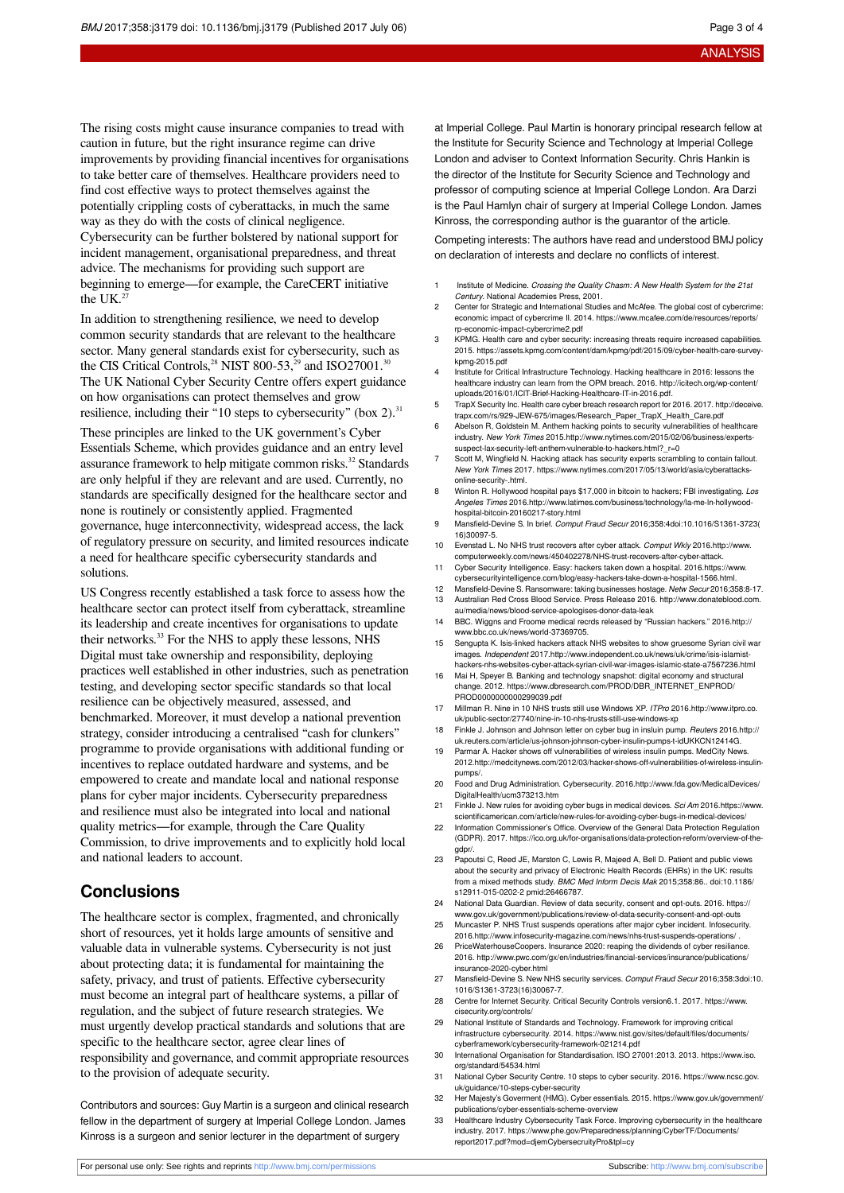The rising costs might cause insurance companies to tread with caution in future, but the right insurance regime can drive improvements by providing financial incentives for organisations to take better care of themselves. Healthcare providers need to find cost effective ways to protect themselves against the potentially crippling costs of cyberattacks, in much the same way as they do with the costs of clinical negligence. Cybersecurity can be further bolstered by national support for incident management, organisational preparedness, and threat advice. The mechanisms for providing such support are beginning to emerge—for example, the CareCERT initiative the UK.[27]

In addition to strengthening resilience, we need to develop common security standards that are relevant to the healthcare sector. Many general standards exist for cybersecurity, such as the CIS Critical Controls,[28] NIST 800-53,[29] and ISO27001.[30] The UK National Cyber Security Centre offers expert guidance on how organisations can protect themselves and grow resilience, including their "10 steps to cybersecurity" (box 2).[31]

These principles are linked to the UK government's Cyber Essentials Scheme, which provides guidance and an entry level assurance framework to help mitigate common risks.[32] Standards are only helpful if they are relevant and are used. Currently, no standards are specifically designed for the healthcare sector and none is routinely or consistently applied. Fragmented governance, huge interconnectivity, widespread access, the lack of regulatory pressure on security, and limited resources indicate a need for healthcare specific cybersecurity standards and solutions.

US Congress recently established a task force to assess how the healthcare sector can protect itself from cyberattack, streamline its leadership and create incentives for organisations to update their networks.[33] For the NHS to apply these lessons, NHS Digital must take ownership and responsibility, deploying practices well established in other industries, such as penetration testing, and developing sector specific standards so that local resilience can be objectively measured, assessed, and benchmarked. Moreover, it must develop a national prevention strategy, consider introducing a centralised "cash for clunkers" programme to provide organisations with additional funding or incentives to replace outdated hardware and systems, and be empowered to create and mandate local and national response plans for cyber major incidents. Cybersecurity preparedness and resilience must also be integrated into local and national quality metrics—for example, through the Care Quality Commission, to drive improvements and to explicitly hold local and national leaders to account.

## Conclusions

The healthcare sector is complex, fragmented, and chronically short of resources, yet it holds large amounts of sensitive and valuable data in vulnerable systems. Cybersecurity is not just about protecting data; it is fundamental for maintaining the safety, privacy, and trust of patients. Effective cybersecurity must become an integral part of healthcare systems, a pillar of regulation, and the subject of future research strategies. We must urgently develop practical standards and solutions that are specific to the healthcare sector, agree clear lines of responsibility and governance, and commit appropriate resources to the provision of adequate security.

Contributors and sources: Guy Martin is a surgeon and clinical research fellow in the department of surgery at Imperial College London. James Kinross is a surgeon and senior lecturer in the department of surgery at Imperial College. Paul Martin is honorary principal research fellow at the Institute for Security Science and Technology at Imperial College London and adviser to Context Information Security. Chris Hankin is the director of the Institute for Security Science and Technology and professor of computing science at Imperial College London. Ara Darzi is the Paul Hamlyn chair of surgery at Imperial College London. James Kinross, the corresponding author is the guarantor of the article.

Competing interests: The authors have read and understood BMJ policy on declaration of interests and declare no conflicts of interest.

1. Institute of Medicine. *Crossing the Quality Chasm: A New Health System for the 21st Century*. National Academies Press, 2001.
2. Center for Strategic and International Studies and McAfee. The global cost of cybercrime: economic impact of cybercrime II. 2014. https://www.mcafee.com/de/resources/reports/rp-economic-impact-cybercrime2.pdf
3. KPMG. Health care and cyber security: increasing threats require increased capabilities. 2015. https://assets.kpmg.com/content/dam/kpmg/pdf/2015/09/cyber-health-care-survey-kpmg-2015.pdf
4. Institute for Critical Infrastructure Technology. Hacking healthcare in 2016: lessons the healthcare industry can learn from the OPM breach. 2016. http://icitech.org/wp-content/uploads/2016/01/ICIT-Brief-Hacking-Healthcare-IT-in-2016.pdf.
5. TrapX Security Inc. Health care breach research report for 2016. 2017. http://deceive.trapx.com/rs/929-JEW-675/images/Research_Paper_TrapX_Health_Care.pdf
6. Abelson R, Goldstein M. Anthem hacking points to security vulnerabilities of healthcare industry. *New York Times* 2015.http://www.nytimes.com/2015/02/06/business/experts-suspect-lax-security-left-anthem-vulnerable-to-hackers.html?_r=0
7. Scott M, Wingfield N. Hacking attack has security experts scrambling to contain fallout. *New York Times* 2017. https://www.nytimes.com/2017/05/13/world/asia/cyberattacks-online-security-.html.
8. Winton R. Hollywood hospital pays $17,000 in bitcoin to hackers; FBI investigating. *Los Angeles Times* 2016.http://www.latimes.com/business/technology/la-me-ln-hollywood-hospital-bitcoin-20160217-story.html
9. Mansfield-Devine S. In brief. *Comput Fraud Secur* 2016;358:4doi:10.1016/S1361-3723(16)30097-5.
10. Evenstad L. No NHS trust recovers after cyber attack. *Comput Wkly* 2016.http://www.computerweekly.com/news/450402278/NHS-trust-recovers-after-cyber-attack.
11. Cyber Security Intelligence. Easy: hackers taken down a hospital. 2016.https://www.cybersecurityintelligence.com/blog/easy-hackers-take-down-a-hospital-1566.html.
12. Mansfield-Devine S. Ransomware: taking businesses hostage. *Netw Secur* 2016;358:8-17.
13. Australian Red Cross Blood Service. Press Release 2016. http://www.donateblood.com.au/media/news/blood-service-apologises-donor-data-leak
14. BBC. Wiggns and Froome medical recrds released by "Russian hackers." 2016.http://www.bbc.co.uk/news/world-37369705.
15. Sengupta K. Isis-linked hackers attack NHS websites to show gruesome Syrian civil war images. *Independent* 2017.http://www.independent.co.uk/news/uk/crime/isis-islamist-hackers-nhs-websites-cyber-attack-syrian-civil-war-images-islamic-state-a7567236.html
16. Mai H, Speyer B. Banking and technology snapshot: digital economy and structural change. 2012. https://www.dbresearch.com/PROD/DBR_INTERNET_ENPROD/PROD0000000000299039.pdf
17. Millman R. Nine in 10 NHS trusts still use Windows XP. *ITPro* 2016.http://www.itpro.co.uk/public-sector/27740/nine-in-10-nhs-trusts-still-use-windows-xp
18. Finkle J. Johnson and Johnson letter on cyber bug in insluin pump. *Reuters* 2016.http://uk.reuters.com/article/us-johnson-johnson-cyber-insulin-pumps-t-idUKKCN12414G.
19. Parmar A. Hacker shows off vulnerabilities of wireless insulin pumps. MedCity News. 2012.http://medcitynews.com/2012/03/hacker-shows-off-vulnerabilities-of-wireless-insulin-pumps/.
20. Food and Drug Administration. Cybersecurity. 2016.http://www.fda.gov/MedicalDevices/DigitalHealth/ucm373213.htm
21. Finkle J. New rules for avoiding cyber bugs in medical devices. *Sci Am* 2016.https://www.scientificamerican.com/article/new-rules-for-avoiding-cyber-bugs-in-medical-devices/
22. Information Commissioner's Office. Overview of the General Data Protection Regulation (GDPR). 2017. https://ico.org.uk/for-organisations/data-protection-reform/overview-of-the-gdpr/.
23. Papoutsi C, Reed JE, Marston C, Lewis R, Majeed A, Bell D. Patient and public views about the security and privacy of Electronic Health Records (EHRs) in the UK: results from a mixed methods study. *BMC Med Inform Decis Mak* 2015;358:86.. doi:10.1186/s12911-015-0202-2 pmid:26466787.
24. National Data Guardian. Review of data security, consent and opt-outs. 2016. https://www.gov.uk/government/publications/review-of-data-security-consent-and-opt-outs
25. Muncaster P. NHS Trust suspends operations after major cyber incident. Infosecurity. 2016.http://www.infosecurity-magazine.com/news/nhs-trust-suspends-operations/ .
26. PriceWaterhouseCoopers. Insurance 2020: reaping the dividends of cyber resilience. 2016. http://www.pwc.com/gx/en/industries/financial-services/insurance/publications/insurance-2020-cyber.html
27. Mansfield-Devine S. New NHS security services. *Comput Fraud Secur* 2016;358:3doi:10.1016/S1361-3723(16)30067-7.
28. Centre for Internet Security. Critical Security Controls version6.1. 2017. https://www.cisecurity.org/controls/
29. National Institute of Standards and Technology. Framework for improving critical infrastructure cybersecurity. 2014. https://www.nist.gov/sites/default/files/documents/cyberframework/cybersecurity-framework-021214.pdf
30. International Organisation for Standardisation. ISO 27001:2013. 2013. https://www.iso.org/standard/54534.html
31. National Cyber Security Centre. 10 steps to cyber security. 2016. https://www.ncsc.gov.uk/guidance/10-steps-cyber-security
32. Her Majesty's Goverment (HMG). Cyber essentials. 2015. https://www.gov.uk/government/publications/cyber-essentials-scheme-overview
33. Healthcare Industry Cybersecurity Task Force. Improving cybersecurity in the healthcare industry. 2017. https://www.phe.gov/Preparedness/planning/CyberTF/Documents/report2017.pdf?mod=djemCybersecruityPro&tpl=cy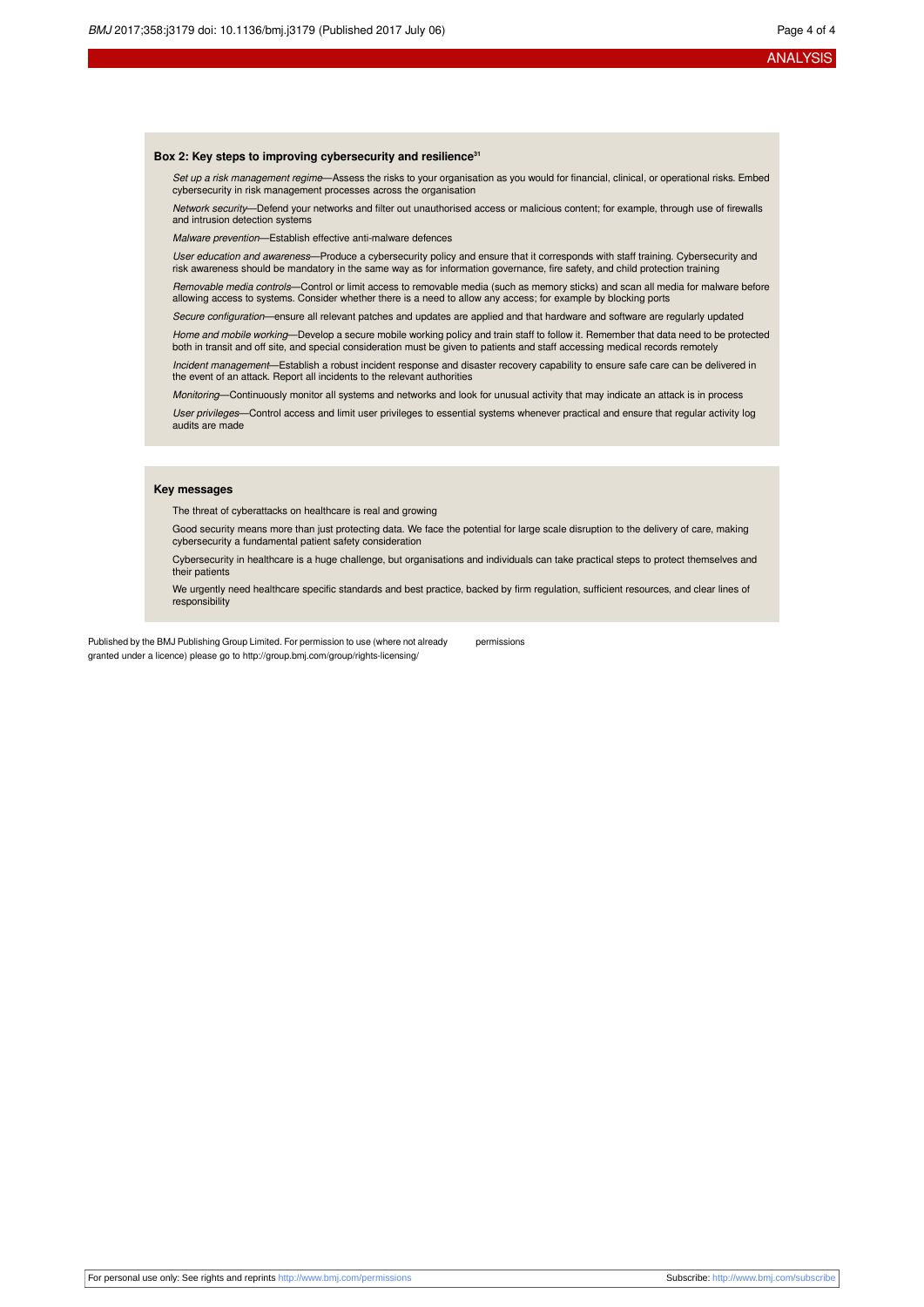### Box 2: Key steps to improving cybersecurity and resilience[31]

*Set up a risk management regime*—Assess the risks to your organisation as you would for financial, clinical, or operational risks. Embed cybersecurity in risk management processes across the organisation

*Network security*—Defend your networks and filter out unauthorised access or malicious content; for example, through use of firewalls and intrusion detection systems

*Malware prevention*—Establish effective anti-malware defences

*User education and awareness*—Produce a cybersecurity policy and ensure that it corresponds with staff training. Cybersecurity and risk awareness should be mandatory in the same way as for information governance, fire safety, and child protection training

*Removable media controls*—Control or limit access to removable media (such as memory sticks) and scan all media for malware before allowing access to systems. Consider whether there is a need to allow any access; for example by blocking ports

*Secure configuration*—ensure all relevant patches and updates are applied and that hardware and software are regularly updated

*Home and mobile working*—Develop a secure mobile working policy and train staff to follow it. Remember that data need to be protected both in transit and off site, and special consideration must be given to patients and staff accessing medical records remotely

*Incident management*—Establish a robust incident response and disaster recovery capability to ensure safe care can be delivered in the event of an attack. Report all incidents to the relevant authorities

*Monitoring*—Continuously monitor all systems and networks and look for unusual activity that may indicate an attack is in process

*User privileges*—Control access and limit user privileges to essential systems whenever practical and ensure that regular activity log audits are made

### Key messages

The threat of cyberattacks on healthcare is real and growing

Good security means more than just protecting data. We face the potential for large scale disruption to the delivery of care, making cybersecurity a fundamental patient safety consideration

Cybersecurity in healthcare is a huge challenge, but organisations and individuals can take practical steps to protect themselves and their patients

We urgently need healthcare specific standards and best practice, backed by firm regulation, sufficient resources, and clear lines of responsibility

Published by the BMJ Publishing Group Limited. For permission to use (where not already granted under a licence) please go to http://group.bmj.com/group/rights-licensing/permissions